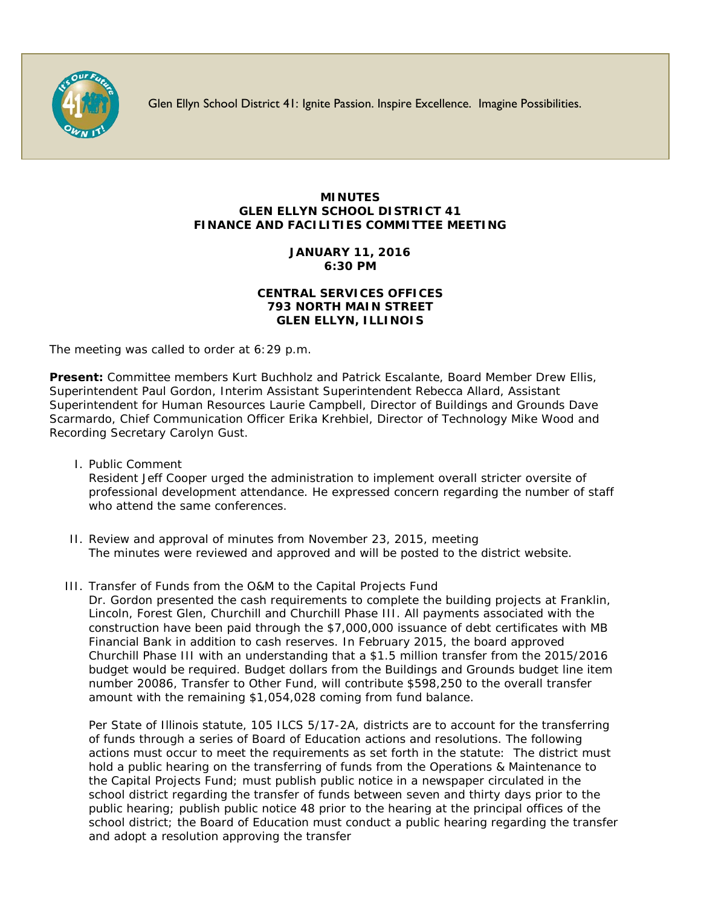Glen Ellyn School District 41: Ignite Passion. Inspire Excellence. Imagine Possibilities.

**MINUTES**
**GLEN ELLYN SCHOOL DISTRICT 41**
**FINANCE AND FACILITIES COMMITTEE MEETING**

**JANUARY 11, 2016**
**6:30 PM**

**CENTRAL SERVICES OFFICES**
**793 NORTH MAIN STREET**
**GLEN ELLYN, ILLINOIS**

The meeting was called to order at 6:29 p.m.

**Present:** Committee members Kurt Buchholz and Patrick Escalante, Board Member Drew Ellis, Superintendent Paul Gordon, Interim Assistant Superintendent Rebecca Allard, Assistant Superintendent for Human Resources Laurie Campbell, Director of Buildings and Grounds Dave Scarmardo, Chief Communication Officer Erika Krehbiel, Director of Technology Mike Wood and Recording Secretary Carolyn Gust.

I. Public Comment
   Resident Jeff Cooper urged the administration to implement overall stricter oversite of professional development attendance. He expressed concern regarding the number of staff who attend the same conferences.

II. Review and approval of minutes from November 23, 2015, meeting
   The minutes were reviewed and approved and will be posted to the district website.

III. Transfer of Funds from the O&M to the Capital Projects Fund
   Dr. Gordon presented the cash requirements to complete the building projects at Franklin, Lincoln, Forest Glen, Churchill and Churchill Phase III. All payments associated with the construction have been paid through the $7,000,000 issuance of debt certificates with MB Financial Bank in addition to cash reserves. In February 2015, the board approved Churchill Phase III with an understanding that a $1.5 million transfer from the 2015/2016 budget would be required. Budget dollars from the Buildings and Grounds budget line item number 20086, Transfer to Other Fund, will contribute $598,250 to the overall transfer amount with the remaining $1,054,028 coming from fund balance.

   Per State of Illinois statute, 105 ILCS 5/17-2A, districts are to account for the transferring of funds through a series of Board of Education actions and resolutions. The following actions must occur to meet the requirements as set forth in the statute: The district must hold a public hearing on the transferring of funds from the Operations & Maintenance to the Capital Projects Fund; must publish public notice in a newspaper circulated in the school district regarding the transfer of funds between seven and thirty days prior to the public hearing; publish public notice 48 prior to the hearing at the principal offices of the school district; the Board of Education must conduct a public hearing regarding the transfer and adopt a resolution approving the transfer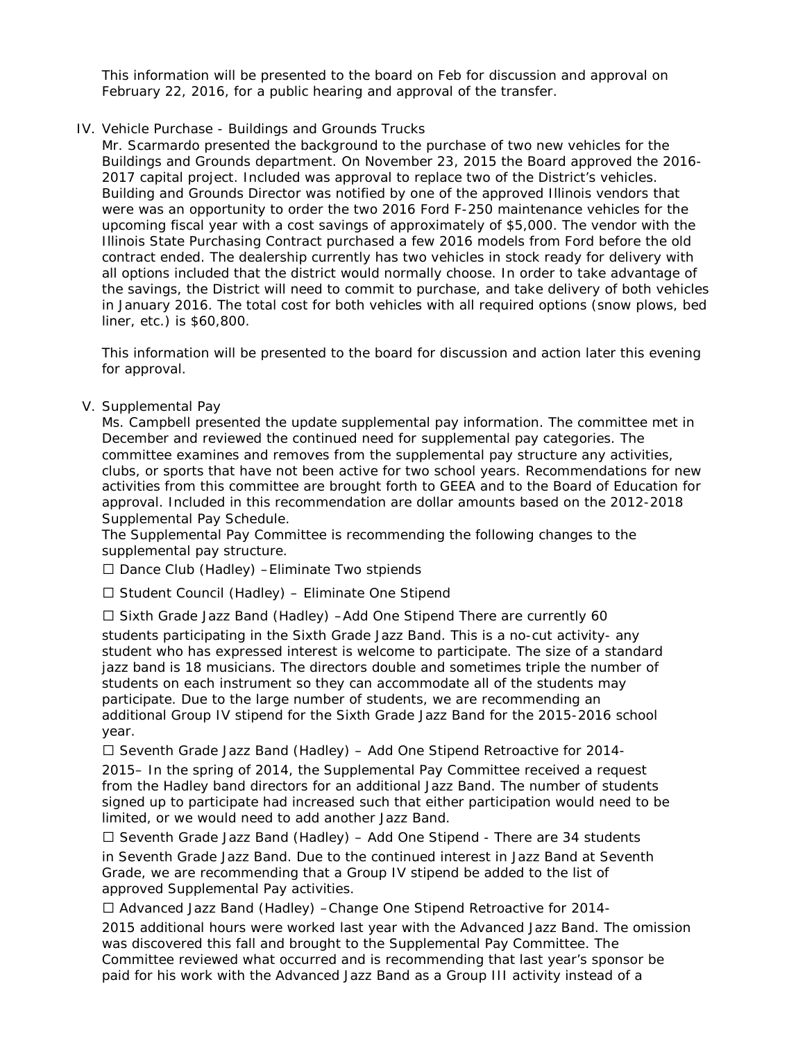This information will be presented to the board on Feb for discussion and approval on February 22, 2016, for a public hearing and approval of the transfer.

IV. Vehicle Purchase - Buildings and Grounds Trucks

Mr. Scarmardo presented the background to the purchase of two new vehicles for the Buildings and Grounds department. On November 23, 2015 the Board approved the 2016-2017 capital project. Included was approval to replace two of the District's vehicles. Building and Grounds Director was notified by one of the approved Illinois vendors that were was an opportunity to order the two 2016 Ford F-250 maintenance vehicles for the upcoming fiscal year with a cost savings of approximately of $5,000. The vendor with the Illinois State Purchasing Contract purchased a few 2016 models from Ford before the old contract ended. The dealership currently has two vehicles in stock ready for delivery with all options included that the district would normally choose. In order to take advantage of the savings, the District will need to commit to purchase, and take delivery of both vehicles in January 2016. The total cost for both vehicles with all required options (snow plows, bed liner, etc.) is $60,800.

This information will be presented to the board for discussion and action later this evening for approval.

V. Supplemental Pay

Ms. Campbell presented the update supplemental pay information. The committee met in December and reviewed the continued need for supplemental pay categories. The committee examines and removes from the supplemental pay structure any activities, clubs, or sports that have not been active for two school years. Recommendations for new activities from this committee are brought forth to GEEA and to the Board of Education for approval. Included in this recommendation are dollar amounts based on the 2012-2018 Supplemental Pay Schedule.

The Supplemental Pay Committee is recommending the following changes to the supplemental pay structure.

- ☐ Dance Club (Hadley) –Eliminate Two stpiends
- ☐ Student Council (Hadley) – Eliminate One Stipend
- ☐ Sixth Grade Jazz Band (Hadley) –Add One Stipend There are currently 60 students participating in the Sixth Grade Jazz Band. This is a no-cut activity- any student who has expressed interest is welcome to participate. The size of a standard jazz band is 18 musicians. The directors double and sometimes triple the number of students on each instrument so they can accommodate all of the students may participate. Due to the large number of students, we are recommending an additional Group IV stipend for the Sixth Grade Jazz Band for the 2015-2016 school year.
- ☐ Seventh Grade Jazz Band (Hadley) – Add One Stipend Retroactive for 2014-2015– In the spring of 2014, the Supplemental Pay Committee received a request from the Hadley band directors for an additional Jazz Band. The number of students signed up to participate had increased such that either participation would need to be limited, or we would need to add another Jazz Band.
- ☐ Seventh Grade Jazz Band (Hadley) – Add One Stipend - There are 34 students in Seventh Grade Jazz Band. Due to the continued interest in Jazz Band at Seventh Grade, we are recommending that a Group IV stipend be added to the list of approved Supplemental Pay activities.
- ☐ Advanced Jazz Band (Hadley) –Change One Stipend Retroactive for 2014-2015 additional hours were worked last year with the Advanced Jazz Band. The omission was discovered this fall and brought to the Supplemental Pay Committee. The Committee reviewed what occurred and is recommending that last year's sponsor be paid for his work with the Advanced Jazz Band as a Group III activity instead of a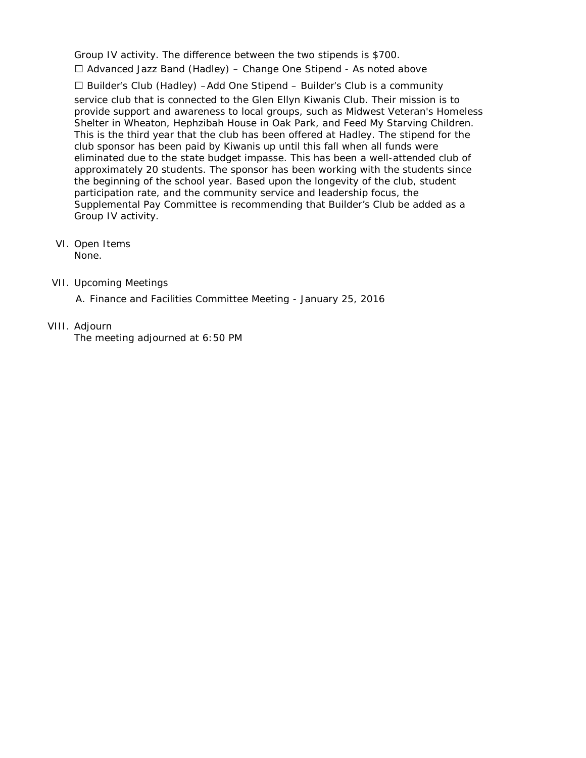Group IV activity. The difference between the two stipends is $700.

☐ Advanced Jazz Band (Hadley) – Change One Stipend - As noted above

☐ Builder's Club (Hadley) –Add One Stipend – Builder's Club is a community service club that is connected to the Glen Ellyn Kiwanis Club. Their mission is to provide support and awareness to local groups, such as Midwest Veteran's Homeless Shelter in Wheaton, Hephzibah House in Oak Park, and Feed My Starving Children. This is the third year that the club has been offered at Hadley. The stipend for the club sponsor has been paid by Kiwanis up until this fall when all funds were eliminated due to the state budget impasse. This has been a well-attended club of approximately 20 students. The sponsor has been working with the students since the beginning of the school year. Based upon the longevity of the club, student participation rate, and the community service and leadership focus, the Supplemental Pay Committee is recommending that Builder's Club be added as a Group IV activity.

VI. Open Items
None.

VII. Upcoming Meetings

A. Finance and Facilities Committee Meeting - January 25, 2016

VIII. Adjourn
The meeting adjourned at 6:50 PM